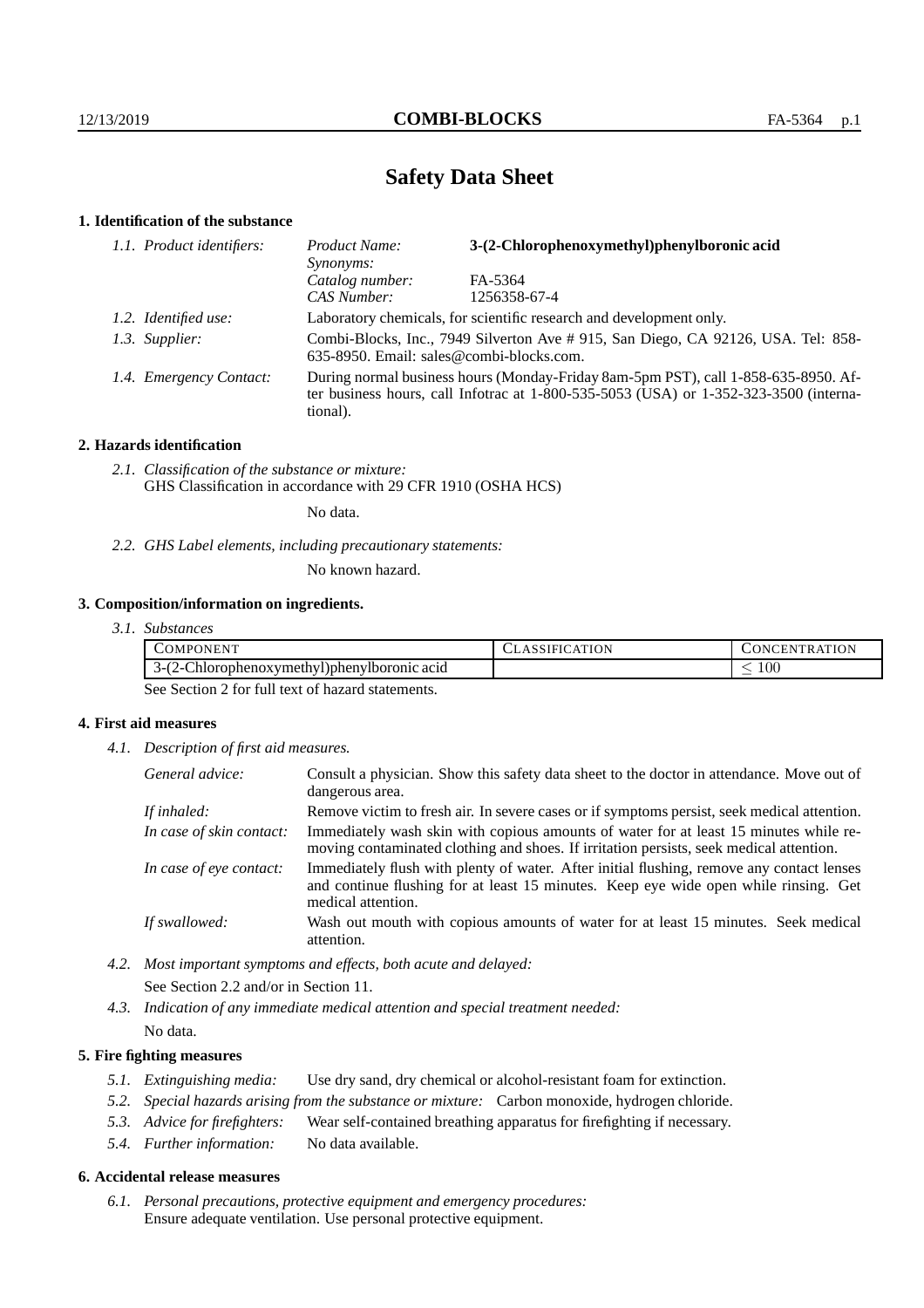# Safety Data Sheet

## 1. Identification of the substance

*1.1. Product identifiers:*

| | |
|---|---|
| *Product Name:* | **3-(2-Chlorophenoxymethyl)phenylboronic acid** |
| *Synonyms:* | |
| *Catalog number:* | FA-5364 |
| *CAS Number:* | 1256358-67-4 |

*1.2. Identified use:* Laboratory chemicals, for scientific research and development only.

*1.3. Supplier:* Combi-Blocks, Inc., 7949 Silverton Ave # 915, San Diego, CA 92126, USA. Tel: 858-635-8950. Email: sales@combi-blocks.com.

*1.4. Emergency Contact:* During normal business hours (Monday-Friday 8am-5pm PST), call 1-858-635-8950. After business hours, call Infotrac at 1-800-535-5053 (USA) or 1-352-323-3500 (international).

## 2. Hazards identification

*2.1. Classification of the substance or mixture:*
GHS Classification in accordance with 29 CFR 1910 (OSHA HCS)

No data.

*2.2. GHS Label elements, including precautionary statements:*

No known hazard.

## 3. Composition/information on ingredients.

*3.1. Substances*

| COMPONENT | CLASSIFICATION | CONCENTRATION |
|---|---|---|
| 3-(2-Chlorophenoxymethyl)phenylboronic acid | | $\leq 100$ |

See Section 2 for full text of hazard statements.

## 4. First aid measures

*4.1. Description of first aid measures.*

*General advice:* Consult a physician. Show this safety data sheet to the doctor in attendance. Move out of dangerous area.

*If inhaled:* Remove victim to fresh air. In severe cases or if symptoms persist, seek medical attention.

*In case of skin contact:* Immediately wash skin with copious amounts of water for at least 15 minutes while removing contaminated clothing and shoes. If irritation persists, seek medical attention.

*In case of eye contact:* Immediately flush with plenty of water. After initial flushing, remove any contact lenses and continue flushing for at least 15 minutes. Keep eye wide open while rinsing. Get medical attention.

*If swallowed:* Wash out mouth with copious amounts of water for at least 15 minutes. Seek medical attention.

*4.2. Most important symptoms and effects, both acute and delayed:*

See Section 2.2 and/or in Section 11.

*4.3. Indication of any immediate medical attention and special treatment needed:*

No data.

## 5. Fire fighting measures

*5.1. Extinguishing media:* Use dry sand, dry chemical or alcohol-resistant foam for extinction.

*5.2. Special hazards arising from the substance or mixture:* Carbon monoxide, hydrogen chloride.

*5.3. Advice for firefighters:* Wear self-contained breathing apparatus for firefighting if necessary.

*5.4. Further information:* No data available.

## 6. Accidental release measures

*6.1. Personal precautions, protective equipment and emergency procedures:*
Ensure adequate ventilation. Use personal protective equipment.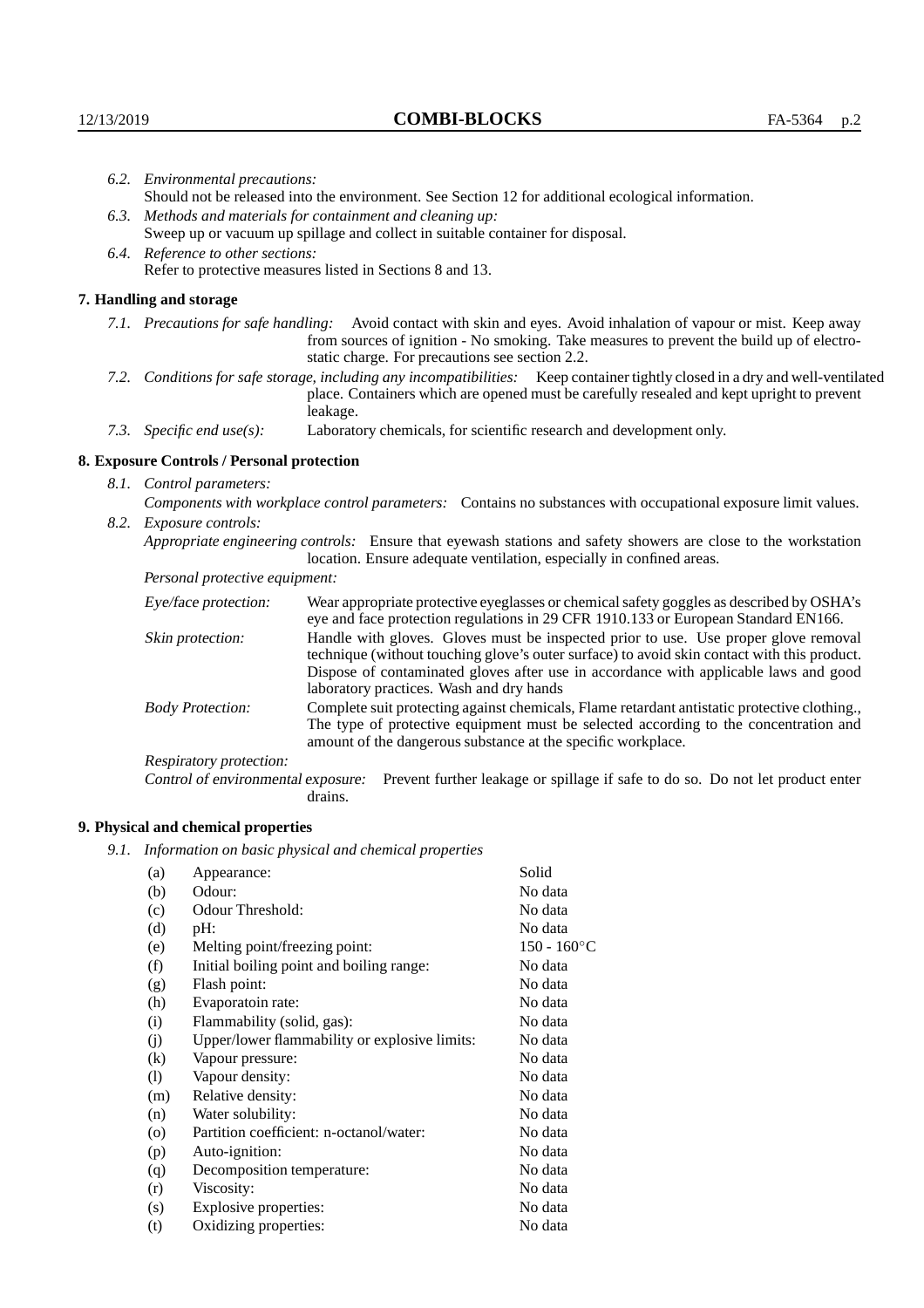*6.2. Environmental precautions:*
Should not be released into the environment. See Section 12 for additional ecological information.

*6.3. Methods and materials for containment and cleaning up:*
Sweep up or vacuum up spillage and collect in suitable container for disposal.

*6.4. Reference to other sections:*
Refer to protective measures listed in Sections 8 and 13.

## 7. Handling and storage

*7.1. Precautions for safe handling:* Avoid contact with skin and eyes. Avoid inhalation of vapour or mist. Keep away from sources of ignition - No smoking. Take measures to prevent the build up of electrostatic charge. For precautions see section 2.2.

*7.2. Conditions for safe storage, including any incompatibilities:* Keep container tightly closed in a dry and well-ventilated place. Containers which are opened must be carefully resealed and kept upright to prevent leakage.

*7.3. Specific end use(s):* Laboratory chemicals, for scientific research and development only.

## 8. Exposure Controls / Personal protection

*8.1. Control parameters:*
*Components with workplace control parameters:* Contains no substances with occupational exposure limit values.

*8.2. Exposure controls:*
*Appropriate engineering controls:* Ensure that eyewash stations and safety showers are close to the workstation location. Ensure adequate ventilation, especially in confined areas.

*Personal protective equipment:*

*Eye/face protection:* Wear appropriate protective eyeglasses or chemical safety goggles as described by OSHA's eye and face protection regulations in 29 CFR 1910.133 or European Standard EN166.

*Skin protection:* Handle with gloves. Gloves must be inspected prior to use. Use proper glove removal technique (without touching glove's outer surface) to avoid skin contact with this product. Dispose of contaminated gloves after use in accordance with applicable laws and good laboratory practices. Wash and dry hands

*Body Protection:* Complete suit protecting against chemicals, Flame retardant antistatic protective clothing., The type of protective equipment must be selected according to the concentration and amount of the dangerous substance at the specific workplace.

*Respiratory protection:*

*Control of environmental exposure:* Prevent further leakage or spillage if safe to do so. Do not let product enter drains.

## 9. Physical and chemical properties

*9.1. Information on basic physical and chemical properties*

| | | |
|---|---|---|
| (a) | Appearance: | Solid |
| (b) | Odour: | No data |
| (c) | Odour Threshold: | No data |
| (d) | pH: | No data |
| (e) | Melting point/freezing point: | 150 - 160°C |
| (f) | Initial boiling point and boiling range: | No data |
| (g) | Flash point: | No data |
| (h) | Evaporatoin rate: | No data |
| (i) | Flammability (solid, gas): | No data |
| (j) | Upper/lower flammability or explosive limits: | No data |
| (k) | Vapour pressure: | No data |
| (l) | Vapour density: | No data |
| (m) | Relative density: | No data |
| (n) | Water solubility: | No data |
| (o) | Partition coefficient: n-octanol/water: | No data |
| (p) | Auto-ignition: | No data |
| (q) | Decomposition temperature: | No data |
| (r) | Viscosity: | No data |
| (s) | Explosive properties: | No data |
| (t) | Oxidizing properties: | No data |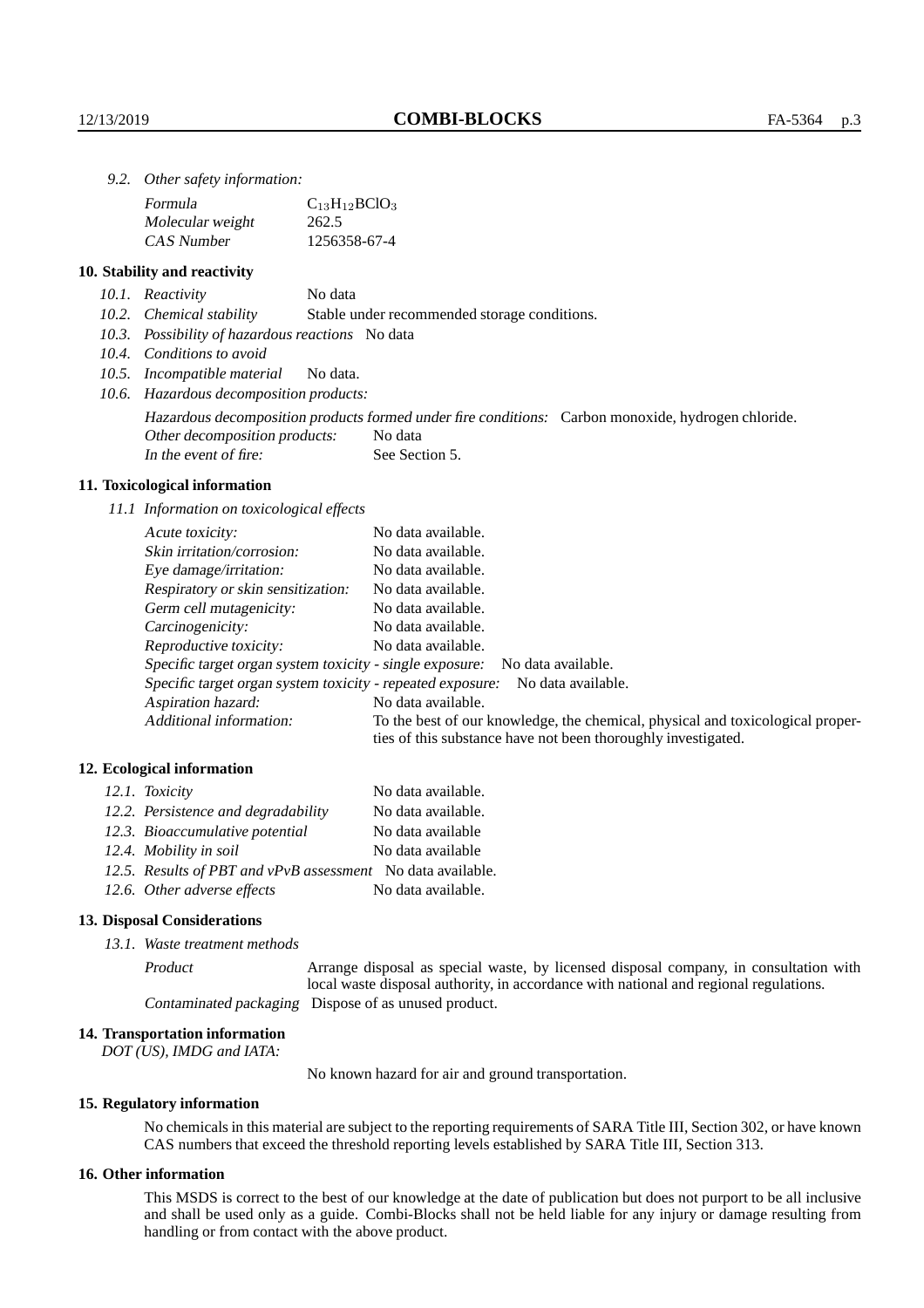*9.2. Other safety information:*

| | |
|---|---|
| *Formula* | $C_{13}H_{12}BClO_3$ |
| *Molecular weight* | 262.5 |
| *CAS Number* | 1256358-67-4 |

## 10. Stability and reactivity

*10.1. Reactivity* No data

*10.2. Chemical stability* Stable under recommended storage conditions.

*10.3. Possibility of hazardous reactions* No data

*10.4. Conditions to avoid*

*10.5. Incompatible material* No data.

*10.6. Hazardous decomposition products:*

*Hazardous decomposition products formed under fire conditions:* Carbon monoxide, hydrogen chloride.

*Other decomposition products:* No data

*In the event of fire:* See Section 5.

## 11. Toxicological information

*11.1 Information on toxicological effects*

| | |
|---|---|
| *Acute toxicity:* | No data available. |
| *Skin irritation/corrosion:* | No data available. |
| *Eye damage/irritation:* | No data available. |
| *Respiratory or skin sensitization:* | No data available. |
| *Germ cell mutagenicity:* | No data available. |
| *Carcinogenicity:* | No data available. |
| *Reproductive toxicity:* | No data available. |
| *Specific target organ system toxicity - single exposure:* | No data available. |
| *Specific target organ system toxicity - repeated exposure:* | No data available. |
| *Aspiration hazard:* | No data available. |
| *Additional information:* | To the best of our knowledge, the chemical, physical and toxicological properties of this substance have not been thoroughly investigated. |

## 12. Ecological information

| | |
|---|---|
| *12.1. Toxicity* | No data available. |
| *12.2. Persistence and degradability* | No data available. |
| *12.3. Bioaccumulative potential* | No data available |
| *12.4. Mobility in soil* | No data available |
| *12.5. Results of PBT and vPvB assessment* | No data available. |
| *12.6. Other adverse effects* | No data available. |

## 13. Disposal Considerations

*13.1. Waste treatment methods*

*Product* Arrange disposal as special waste, by licensed disposal company, in consultation with local waste disposal authority, in accordance with national and regional regulations.

*Contaminated packaging* Dispose of as unused product.

## 14. Transportation information

*DOT (US), IMDG and IATA:*

No known hazard for air and ground transportation.

## 15. Regulatory information

No chemicals in this material are subject to the reporting requirements of SARA Title III, Section 302, or have known CAS numbers that exceed the threshold reporting levels established by SARA Title III, Section 313.

## 16. Other information

This MSDS is correct to the best of our knowledge at the date of publication but does not purport to be all inclusive and shall be used only as a guide. Combi-Blocks shall not be held liable for any injury or damage resulting from handling or from contact with the above product.